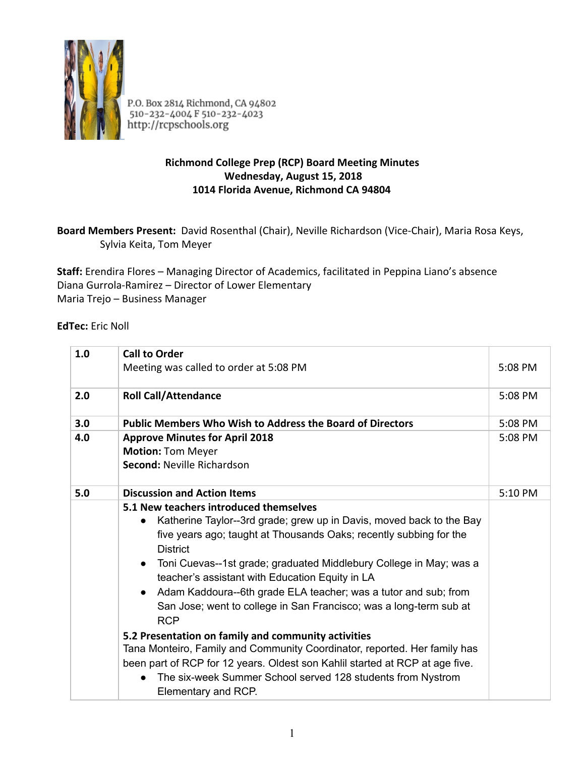P.O. Box 2814 Richmond, CA 94802
510-232-4004 F 510-232-4023
http://rcpschools.org

**Richmond College Prep (RCP) Board Meeting Minutes**
**Wednesday, August 15, 2018**
**1014 Florida Avenue, Richmond CA 94804**

**Board Members Present:** David Rosenthal (Chair), Neville Richardson (Vice-Chair), Maria Rosa Keys, Sylvia Keita, Tom Meyer

**Staff:** Erendira Flores – Managing Director of Academics, facilitated in Peppina Liano's absence
Diana Gurrola-Ramirez – Director of Lower Elementary
Maria Trejo – Business Manager

**EdTec:** Eric Noll

| | | |
|---|---|---|
| 1.0 | **Call to Order**<br>Meeting was called to order at 5:08 PM | 5:08 PM |
| 2.0 | **Roll Call/Attendance** | 5:08 PM |
| 3.0 | **Public Members Who Wish to Address the Board of Directors** | 5:08 PM |
| 4.0 | **Approve Minutes for April 2018**<br>**Motion:** Tom Meyer<br>**Second:** Neville Richardson | 5:08 PM |
| 5.0 | **Discussion and Action Items** | 5:10 PM |
| | **5.1 New teachers introduced themselves**<br>• Katherine Taylor--3rd grade; grew up in Davis, moved back to the Bay five years ago; taught at Thousands Oaks; recently subbing for the District<br>• Toni Cuevas--1st grade; graduated Middlebury College in May; was a teacher's assistant with Education Equity in LA<br>• Adam Kaddoura--6th grade ELA teacher; was a tutor and sub; from San Jose; went to college in San Francisco; was a long-term sub at RCP<br>**5.2 Presentation on family and community activities**<br>Tana Monteiro, Family and Community Coordinator, reported. Her family has been part of RCP for 12 years. Oldest son Kahlil started at RCP at age five.<br>• The six-week Summer School served 128 students from Nystrom Elementary and RCP. | |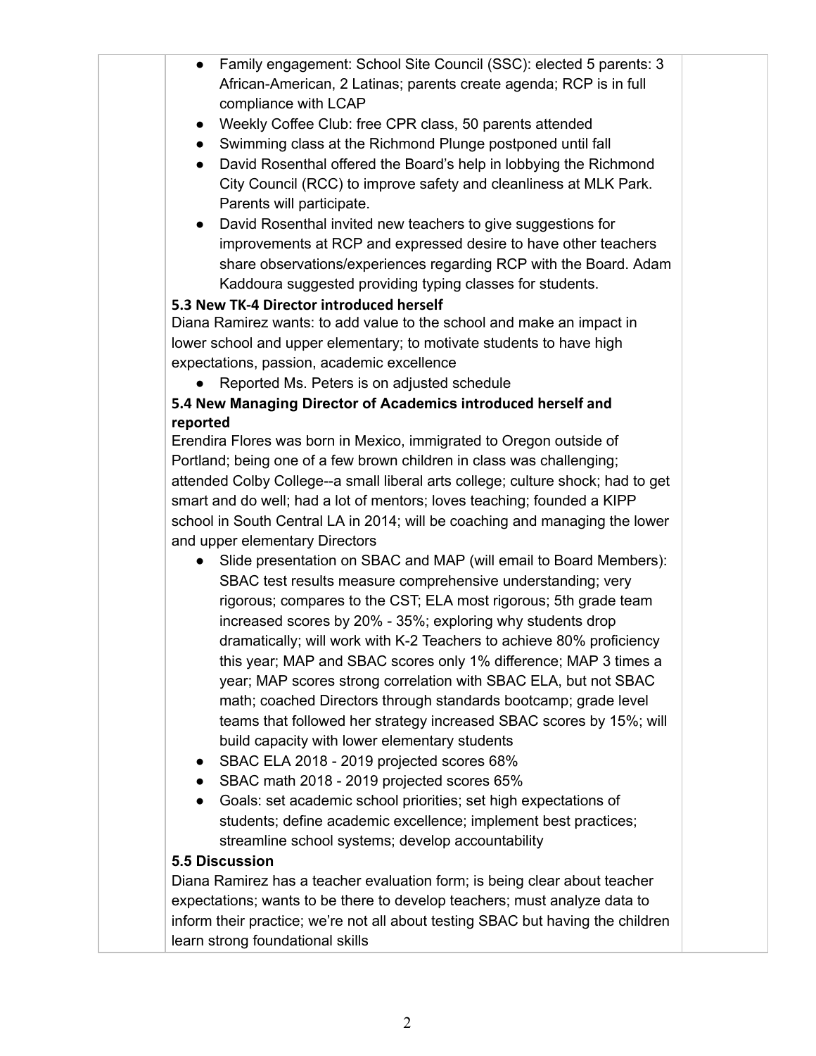- Family engagement: School Site Council (SSC): elected 5 parents: 3 African-American, 2 Latinas; parents create agenda; RCP is in full compliance with LCAP
- Weekly Coffee Club: free CPR class, 50 parents attended
- Swimming class at the Richmond Plunge postponed until fall
- David Rosenthal offered the Board's help in lobbying the Richmond City Council (RCC) to improve safety and cleanliness at MLK Park. Parents will participate.
- David Rosenthal invited new teachers to give suggestions for improvements at RCP and expressed desire to have other teachers share observations/experiences regarding RCP with the Board. Adam Kaddoura suggested providing typing classes for students.

**5.3 New TK-4 Director introduced herself**

Diana Ramirez wants: to add value to the school and make an impact in lower school and upper elementary; to motivate students to have high expectations, passion, academic excellence

- Reported Ms. Peters is on adjusted schedule

**5.4 New Managing Director of Academics introduced herself and reported**

Erendira Flores was born in Mexico, immigrated to Oregon outside of Portland; being one of a few brown children in class was challenging; attended Colby College--a small liberal arts college; culture shock; had to get smart and do well; had a lot of mentors; loves teaching; founded a KIPP school in South Central LA in 2014; will be coaching and managing the lower and upper elementary Directors

- Slide presentation on SBAC and MAP (will email to Board Members): SBAC test results measure comprehensive understanding; very rigorous; compares to the CST; ELA most rigorous; 5th grade team increased scores by 20% - 35%; exploring why students drop dramatically; will work with K-2 Teachers to achieve 80% proficiency this year; MAP and SBAC scores only 1% difference; MAP 3 times a year; MAP scores strong correlation with SBAC ELA, but not SBAC math; coached Directors through standards bootcamp; grade level teams that followed her strategy increased SBAC scores by 15%; will build capacity with lower elementary students
- SBAC ELA 2018 - 2019 projected scores 68%
- SBAC math 2018 - 2019 projected scores 65%
- Goals: set academic school priorities; set high expectations of students; define academic excellence; implement best practices; streamline school systems; develop accountability

**5.5 Discussion**

Diana Ramirez has a teacher evaluation form; is being clear about teacher expectations; wants to be there to develop teachers; must analyze data to inform their practice; we're not all about testing SBAC but having the children learn strong foundational skills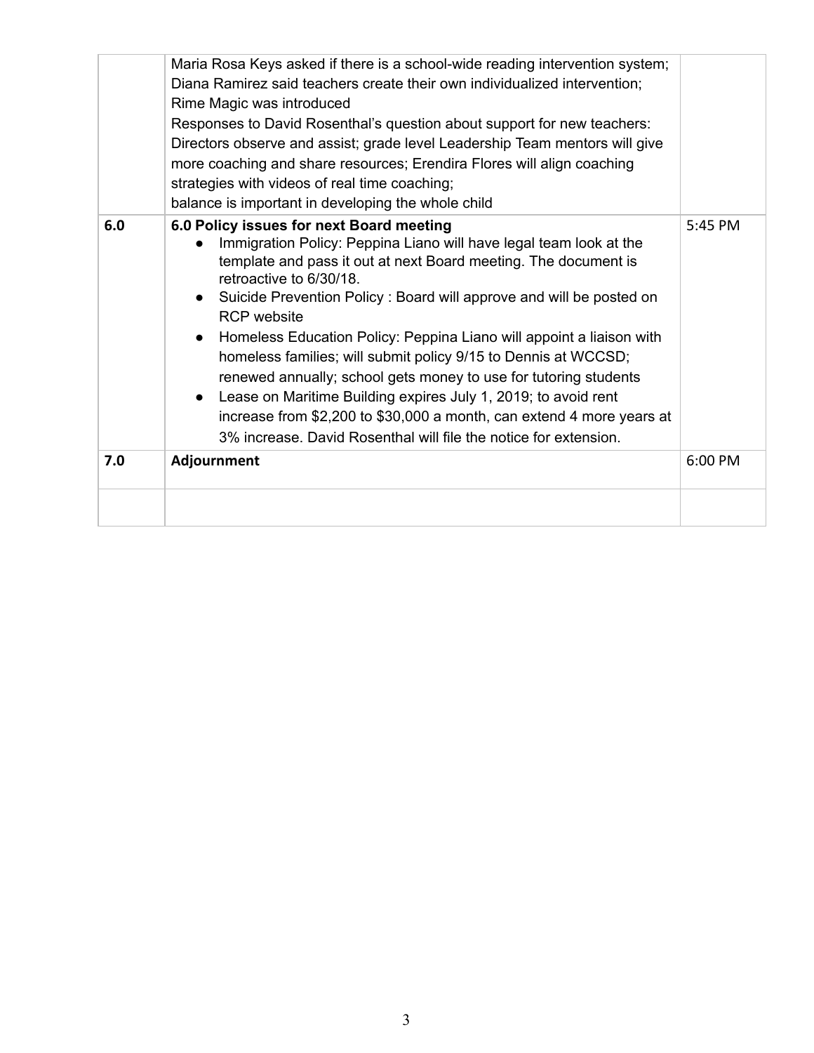| | | |
|---|---|---|
| | Maria Rosa Keys asked if there is a school-wide reading intervention system; Diana Ramirez said teachers create their own individualized intervention; Rime Magic was introduced<br>Responses to David Rosenthal's question about support for new teachers: Directors observe and assist; grade level Leadership Team mentors will give more coaching and share resources; Erendira Flores will align coaching strategies with videos of real time coaching;<br>balance is important in developing the whole child | |
| **6.0** | **6.0 Policy issues for next Board meeting**<br>• Immigration Policy: Peppina Liano will have legal team look at the template and pass it out at next Board meeting. The document is retroactive to 6/30/18.<br>• Suicide Prevention Policy : Board will approve and will be posted on RCP website<br>• Homeless Education Policy: Peppina Liano will appoint a liaison with homeless families; will submit policy 9/15 to Dennis at WCCSD; renewed annually; school gets money to use for tutoring students<br>• Lease on Maritime Building expires July 1, 2019; to avoid rent increase from $2,200 to $30,000 a month, can extend 4 more years at 3% increase. David Rosenthal will file the notice for extension. | 5:45 PM |
| **7.0** | **Adjournment** | 6:00 PM |
| | | |